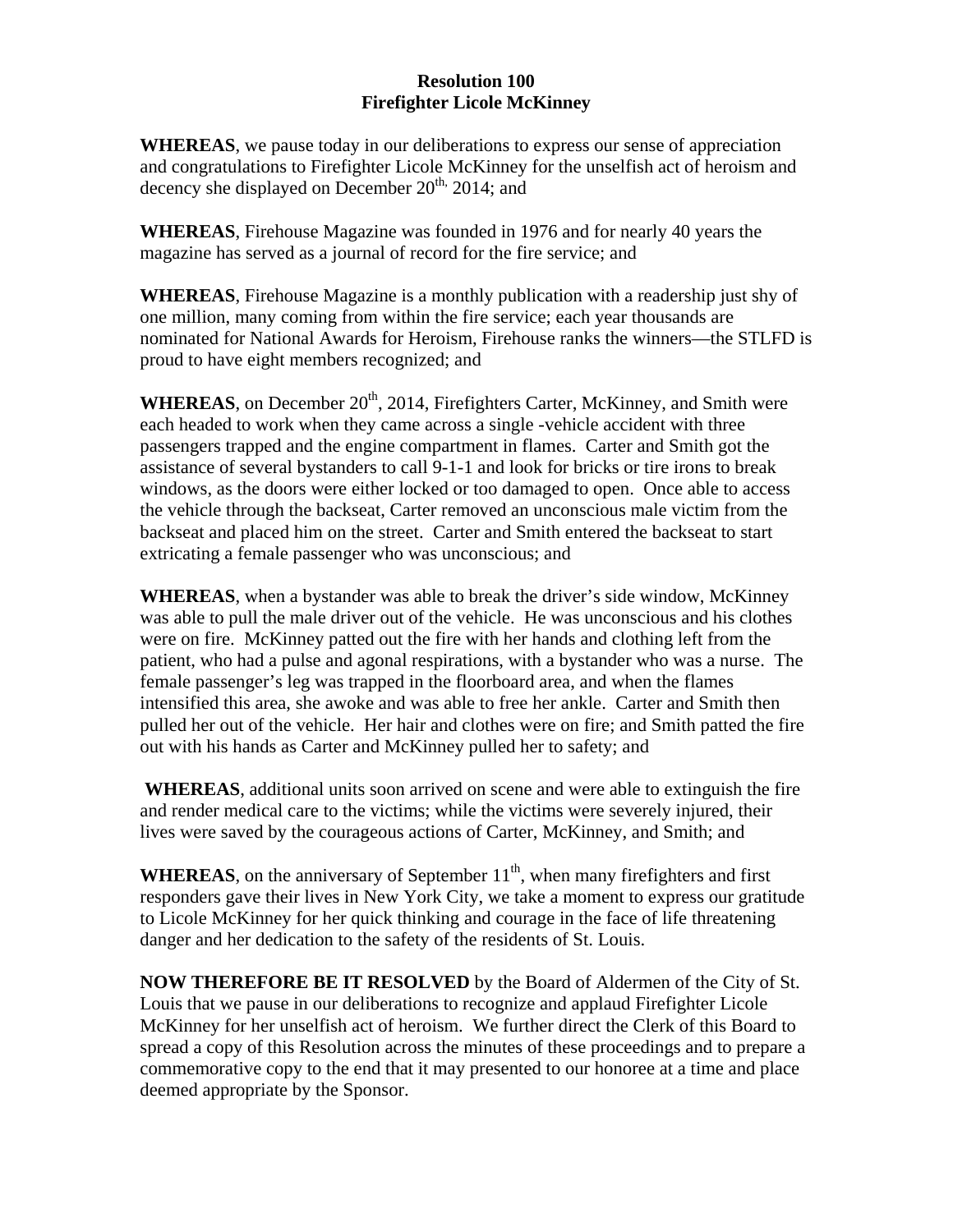# Resolution 100
## Firefighter Licole McKinney

**WHEREAS**, we pause today in our deliberations to express our sense of appreciation and congratulations to Firefighter Licole McKinney for the unselfish act of heroism and decency she displayed on December 20th, 2014; and

**WHEREAS**, Firehouse Magazine was founded in 1976 and for nearly 40 years the magazine has served as a journal of record for the fire service; and

**WHEREAS**, Firehouse Magazine is a monthly publication with a readership just shy of one million, many coming from within the fire service; each year thousands are nominated for National Awards for Heroism, Firehouse ranks the winners—the STLFD is proud to have eight members recognized; and

**WHEREAS**, on December 20th, 2014, Firefighters Carter, McKinney, and Smith were each headed to work when they came across a single -vehicle accident with three passengers trapped and the engine compartment in flames. Carter and Smith got the assistance of several bystanders to call 9-1-1 and look for bricks or tire irons to break windows, as the doors were either locked or too damaged to open. Once able to access the vehicle through the backseat, Carter removed an unconscious male victim from the backseat and placed him on the street. Carter and Smith entered the backseat to start extricating a female passenger who was unconscious; and

**WHEREAS**, when a bystander was able to break the driver's side window, McKinney was able to pull the male driver out of the vehicle. He was unconscious and his clothes were on fire. McKinney patted out the fire with her hands and clothing left from the patient, who had a pulse and agonal respirations, with a bystander who was a nurse. The female passenger's leg was trapped in the floorboard area, and when the flames intensified this area, she awoke and was able to free her ankle. Carter and Smith then pulled her out of the vehicle. Her hair and clothes were on fire; and Smith patted the fire out with his hands as Carter and McKinney pulled her to safety; and

**WHEREAS**, additional units soon arrived on scene and were able to extinguish the fire and render medical care to the victims; while the victims were severely injured, their lives were saved by the courageous actions of Carter, McKinney, and Smith; and

**WHEREAS**, on the anniversary of September 11th, when many firefighters and first responders gave their lives in New York City, we take a moment to express our gratitude to Licole McKinney for her quick thinking and courage in the face of life threatening danger and her dedication to the safety of the residents of St. Louis.

**NOW THEREFORE BE IT RESOLVED** by the Board of Aldermen of the City of St. Louis that we pause in our deliberations to recognize and applaud Firefighter Licole McKinney for her unselfish act of heroism. We further direct the Clerk of this Board to spread a copy of this Resolution across the minutes of these proceedings and to prepare a commemorative copy to the end that it may presented to our honoree at a time and place deemed appropriate by the Sponsor.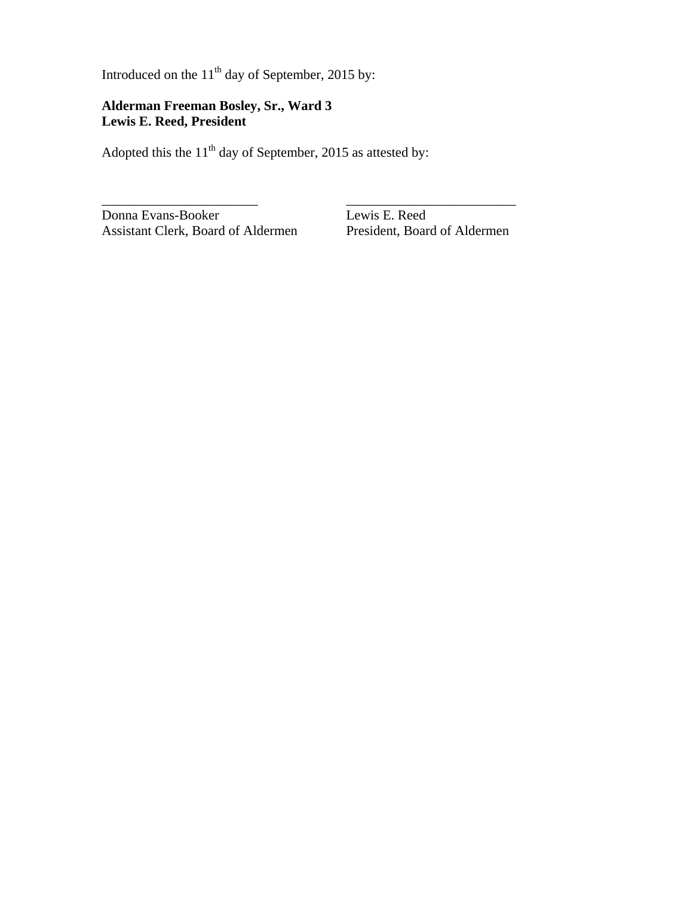Introduced on the 11th day of September, 2015 by:

**Alderman Freeman Bosley, Sr., Ward 3**
**Lewis E. Reed, President**

Adopted this the 11th day of September, 2015 as attested by:

| | |
|---|---|
| ______________________ | ________________________ |
| Donna Evans-Booker | Lewis E. Reed |
| Assistant Clerk, Board of Aldermen | President, Board of Aldermen |